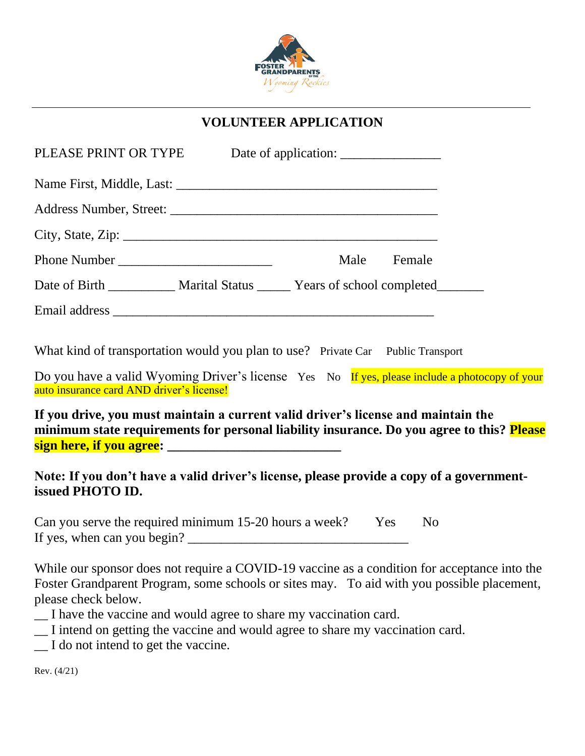# VOLUNTEER APPLICATION

PLEASE PRINT OR TYPE Date of application: _______________

Name First, Middle, Last: _______________________________________

Address Number, Street: ________________________________________

City, State, Zip: _______________________________________________

Phone Number _______________________ Male Female

Date of Birth __________ Marital Status _____ Years of school completed_______

Email address ________________________________________________

What kind of transportation would you plan to use? Private Car Public Transport

Do you have a valid Wyoming Driver's license Yes No If yes, please include a photocopy of your auto insurance card AND driver's license!

**If you drive, you must maintain a current valid driver's license and maintain the minimum state requirements for personal liability insurance. Do you agree to this? Please sign here, if you agree: __________________________**

**Note: If you don't have a valid driver's license, please provide a copy of a government-issued PHOTO ID.**

Can you serve the required minimum 15-20 hours a week? Yes No
If yes, when can you begin? _________________________________

While our sponsor does not require a COVID-19 vaccine as a condition for acceptance into the Foster Grandparent Program, some schools or sites may. To aid with you possible placement, please check below.

__ I have the vaccine and would agree to share my vaccination card.
__ I intend on getting the vaccine and would agree to share my vaccination card.
__ I do not intend to get the vaccine.

Rev. (4/21)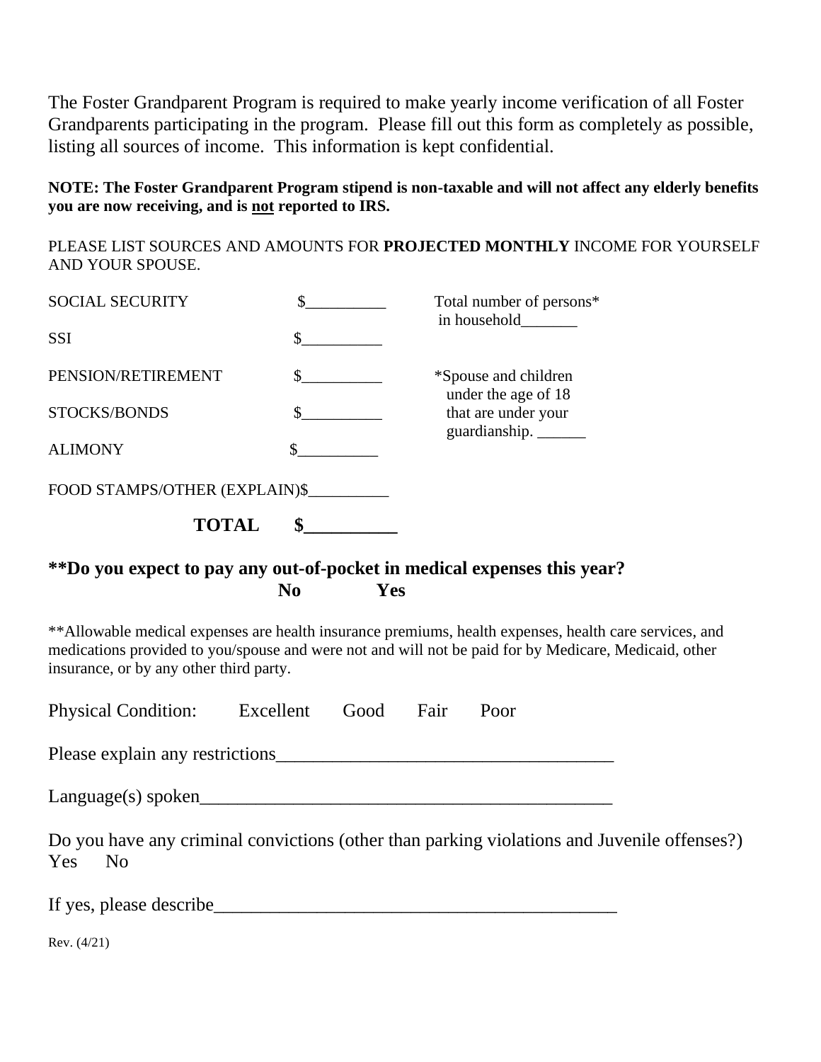The Foster Grandparent Program is required to make yearly income verification of all Foster Grandparents participating in the program. Please fill out this form as completely as possible, listing all sources of income. This information is kept confidential.

**NOTE: The Foster Grandparent Program stipend is non-taxable and will not affect any elderly benefits you are now receiving, and is not reported to IRS.**

PLEASE LIST SOURCES AND AMOUNTS FOR **PROJECTED MONTHLY** INCOME FOR YOURSELF AND YOUR SPOUSE.

SOCIAL SECURITY $__________

SSI $__________

PENSION/RETIREMENT $__________

STOCKS/BONDS $__________

ALIMONY $__________

FOOD STAMPS/OTHER (EXPLAIN)$__________

**TOTAL $__________**

Total number of persons* in household_______

*Spouse and children under the age of 18 that are under your guardianship. ______

**\*\*Do you expect to pay any out-of-pocket in medical expenses this year?**

**No Yes**

**Allowable medical expenses are health insurance premiums, health expenses, health care services, and medications provided to you/spouse and were not and will not be paid for by Medicare, Medicaid, other insurance, or by any other third party.

Physical Condition: Excellent Good Fair Poor

Please explain any restrictions____________________________________

Language(s) spoken_____________________________________________

Do you have any criminal convictions (other than parking violations and Juvenile offenses?)
Yes No

If yes, please describe____________________________________________

Rev. (4/21)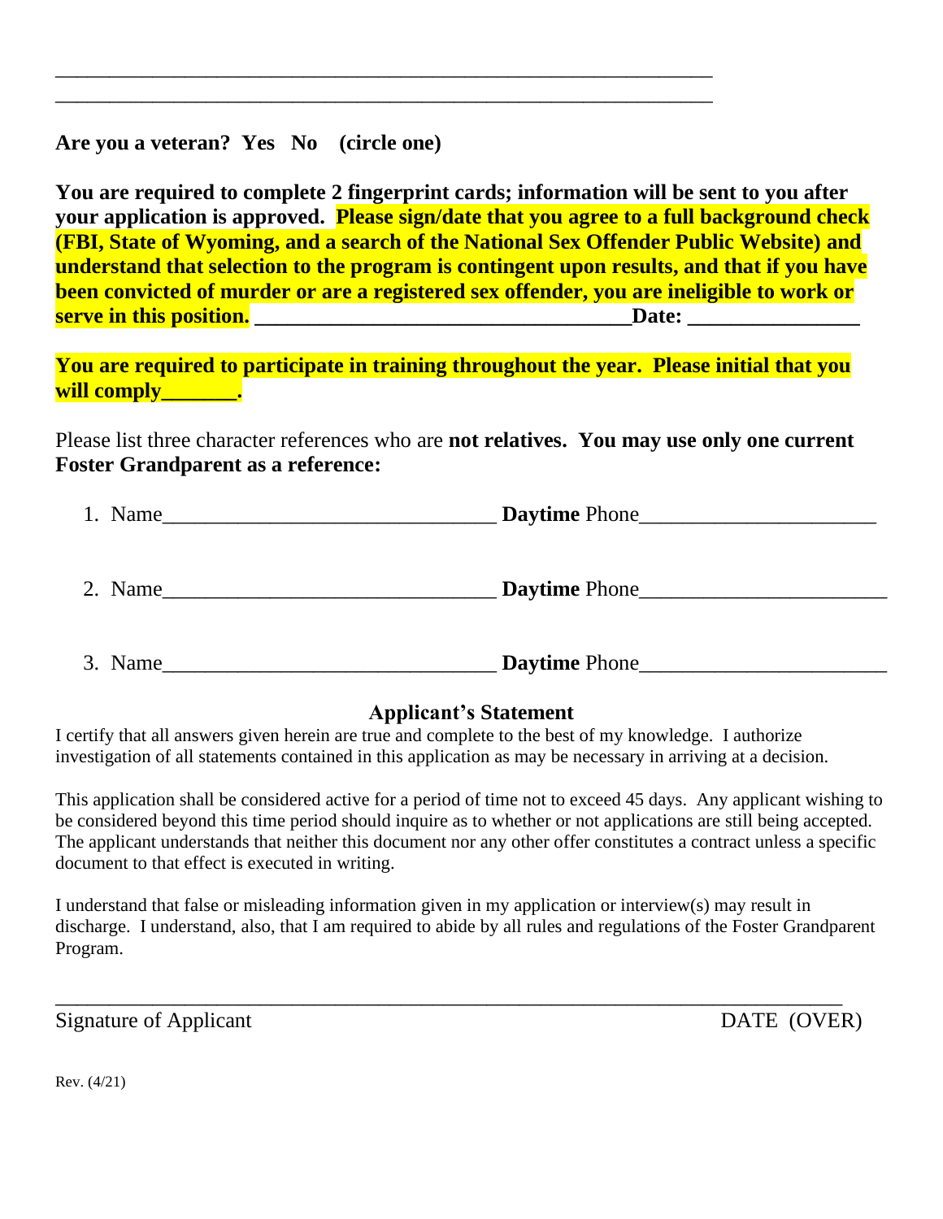\_\_\_\_\_\_\_\_\_\_\_\_\_\_\_\_\_\_\_\_\_\_\_\_\_\_\_\_\_\_\_\_\_\_\_\_\_\_\_\_\_\_\_\_\_\_\_\_\_\_\_\_\_\_\_\_\_\_\_\_\_\_

\_\_\_\_\_\_\_\_\_\_\_\_\_\_\_\_\_\_\_\_\_\_\_\_\_\_\_\_\_\_\_\_\_\_\_\_\_\_\_\_\_\_\_\_\_\_\_\_\_\_\_\_\_\_\_\_\_\_\_\_\_\_

**Are you a veteran? Yes No (circle one)**

**You are required to complete 2 fingerprint cards; information will be sent to you after your application is approved. Please sign/date that you agree to a full background check (FBI, State of Wyoming, and a search of the National Sex Offender Public Website) and understand that selection to the program is contingent upon results, and that if you have been convicted of murder or are a registered sex offender, you are ineligible to work or serve in this position. \_\_\_\_\_\_\_\_\_\_\_\_\_\_\_\_\_\_\_\_\_\_\_\_\_\_\_\_\_\_\_\_\_\_\_\_Date: \_\_\_\_\_\_\_\_\_\_\_\_\_\_\_\_**

**You are required to participate in training throughout the year. Please initial that you will comply\_\_\_\_\_\_\_.**

Please list three character references who are **not relatives. You may use only one current Foster Grandparent as a reference:**

1. Name\_\_\_\_\_\_\_\_\_\_\_\_\_\_\_\_\_\_\_\_\_\_\_\_\_\_\_\_\_\_\_\_ **Daytime** Phone\_\_\_\_\_\_\_\_\_\_\_\_\_\_\_\_\_\_\_\_\_\_\_

2. Name\_\_\_\_\_\_\_\_\_\_\_\_\_\_\_\_\_\_\_\_\_\_\_\_\_\_\_\_\_\_\_\_ **Daytime** Phone\_\_\_\_\_\_\_\_\_\_\_\_\_\_\_\_\_\_\_\_\_\_\_\_

3. Name\_\_\_\_\_\_\_\_\_\_\_\_\_\_\_\_\_\_\_\_\_\_\_\_\_\_\_\_\_\_\_\_ **Daytime** Phone\_\_\_\_\_\_\_\_\_\_\_\_\_\_\_\_\_\_\_\_\_\_\_\_

## Applicant's Statement

I certify that all answers given herein are true and complete to the best of my knowledge. I authorize investigation of all statements contained in this application as may be necessary in arriving at a decision.

This application shall be considered active for a period of time not to exceed 45 days. Any applicant wishing to be considered beyond this time period should inquire as to whether or not applications are still being accepted. The applicant understands that neither this document nor any other offer constitutes a contract unless a specific document to that effect is executed in writing.

I understand that false or misleading information given in my application or interview(s) may result in discharge. I understand, also, that I am required to abide by all rules and regulations of the Foster Grandparent Program.

\_\_\_\_\_\_\_\_\_\_\_\_\_\_\_\_\_\_\_\_\_\_\_\_\_\_\_\_\_\_\_\_\_\_\_\_\_\_\_\_\_\_\_\_\_\_\_\_\_\_\_\_\_\_\_\_\_\_\_\_\_\_\_\_\_\_\_\_\_\_\_\_

Signature of Applicant DATE (OVER)

Rev. (4/21)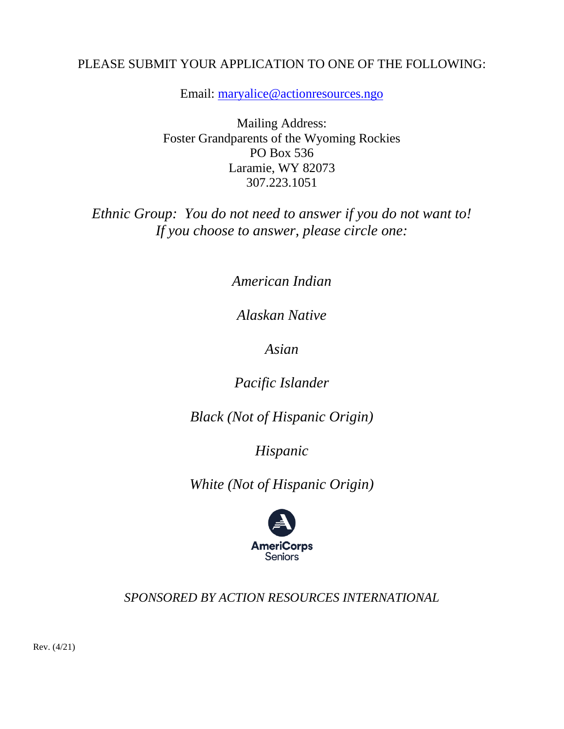PLEASE SUBMIT YOUR APPLICATION TO ONE OF THE FOLLOWING:

Email: maryalice@actionresources.ngo

Mailing Address:
Foster Grandparents of the Wyoming Rockies
PO Box 536
Laramie, WY 82073
307.223.1051

*Ethnic Group: You do not need to answer if you do not want to!*
*If you choose to answer, please circle one:*

*American Indian*

*Alaskan Native*

*Asian*

*Pacific Islander*

*Black (Not of Hispanic Origin)*

*Hispanic*

*White (Not of Hispanic Origin)*

AmeriCorps
Seniors

*SPONSORED BY ACTION RESOURCES INTERNATIONAL*

Rev. (4/21)